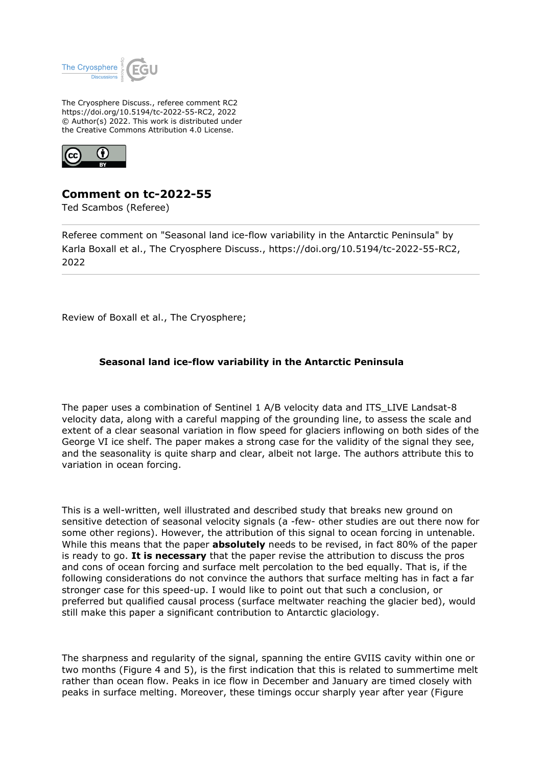The Cryosphere Discuss., referee comment RC2
https://doi.org/10.5194/tc-2022-55-RC2, 2022
© Author(s) 2022. This work is distributed under
the Creative Commons Attribution 4.0 License.

## Comment on tc-2022-55

Ted Scambos (Referee)

Referee comment on "Seasonal land ice-flow variability in the Antarctic Peninsula" by Karla Boxall et al., The Cryosphere Discuss., https://doi.org/10.5194/tc-2022-55-RC2, 2022

Review of Boxall et al., The Cryosphere;

**Seasonal land ice-flow variability in the Antarctic Peninsula**

The paper uses a combination of Sentinel 1 A/B velocity data and ITS_LIVE Landsat-8 velocity data, along with a careful mapping of the grounding line, to assess the scale and extent of a clear seasonal variation in flow speed for glaciers inflowing on both sides of the George VI ice shelf. The paper makes a strong case for the validity of the signal they see, and the seasonality is quite sharp and clear, albeit not large. The authors attribute this to variation in ocean forcing.

This is a well-written, well illustrated and described study that breaks new ground on sensitive detection of seasonal velocity signals (a -few- other studies are out there now for some other regions). However, the attribution of this signal to ocean forcing in untenable. While this means that the paper **absolutely** needs to be revised, in fact 80% of the paper is ready to go. **It is necessary** that the paper revise the attribution to discuss the pros and cons of ocean forcing and surface melt percolation to the bed equally. That is, if the following considerations do not convince the authors that surface melting has in fact a far stronger case for this speed-up. I would like to point out that such a conclusion, or preferred but qualified causal process (surface meltwater reaching the glacier bed), would still make this paper a significant contribution to Antarctic glaciology.

The sharpness and regularity of the signal, spanning the entire GVIIS cavity within one or two months (Figure 4 and 5), is the first indication that this is related to summertime melt rather than ocean flow. Peaks in ice flow in December and January are timed closely with peaks in surface melting. Moreover, these timings occur sharply year after year (Figure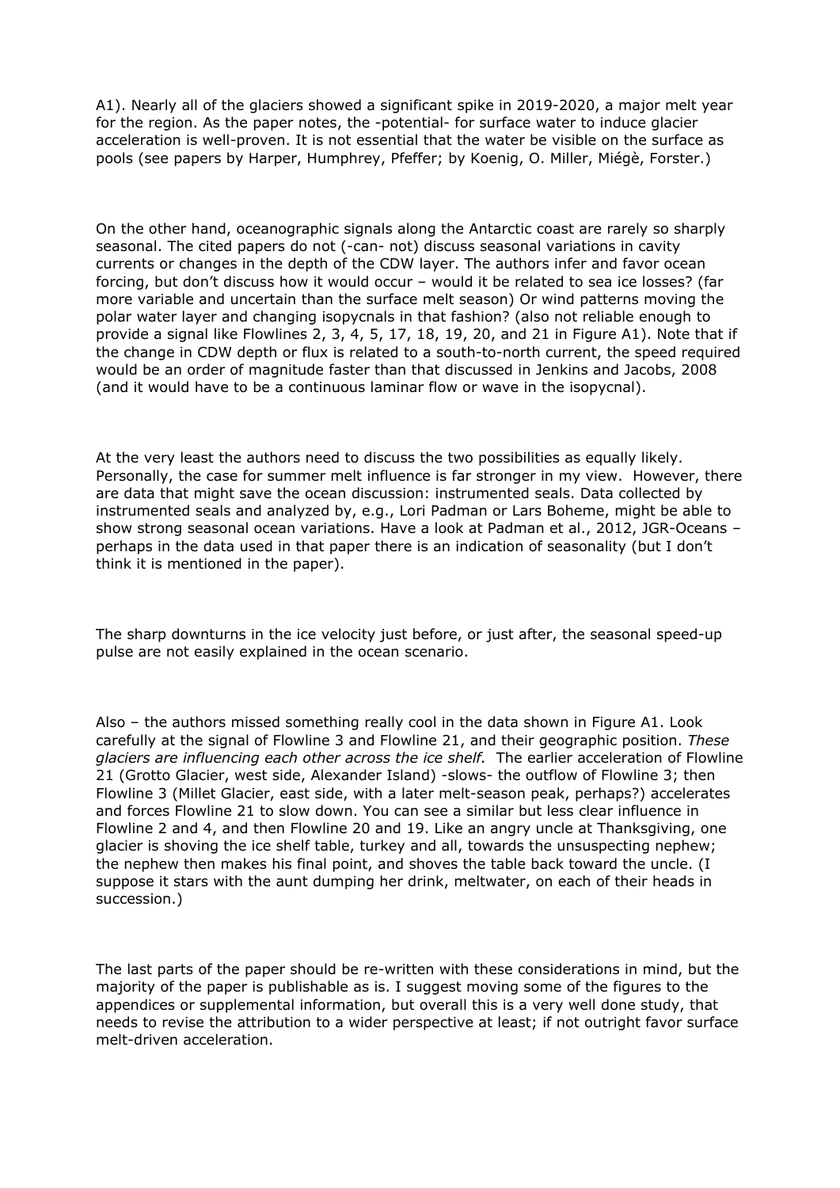A1). Nearly all of the glaciers showed a significant spike in 2019-2020, a major melt year for the region. As the paper notes, the -potential- for surface water to induce glacier acceleration is well-proven. It is not essential that the water be visible on the surface as pools (see papers by Harper, Humphrey, Pfeffer; by Koenig, O. Miller, Miégè, Forster.)

On the other hand, oceanographic signals along the Antarctic coast are rarely so sharply seasonal. The cited papers do not (-can- not) discuss seasonal variations in cavity currents or changes in the depth of the CDW layer. The authors infer and favor ocean forcing, but don't discuss how it would occur – would it be related to sea ice losses? (far more variable and uncertain than the surface melt season) Or wind patterns moving the polar water layer and changing isopycnals in that fashion? (also not reliable enough to provide a signal like Flowlines 2, 3, 4, 5, 17, 18, 19, 20, and 21 in Figure A1). Note that if the change in CDW depth or flux is related to a south-to-north current, the speed required would be an order of magnitude faster than that discussed in Jenkins and Jacobs, 2008 (and it would have to be a continuous laminar flow or wave in the isopycnal).

At the very least the authors need to discuss the two possibilities as equally likely. Personally, the case for summer melt influence is far stronger in my view. However, there are data that might save the ocean discussion: instrumented seals. Data collected by instrumented seals and analyzed by, e.g., Lori Padman or Lars Boheme, might be able to show strong seasonal ocean variations. Have a look at Padman et al., 2012, JGR-Oceans – perhaps in the data used in that paper there is an indication of seasonality (but I don't think it is mentioned in the paper).

The sharp downturns in the ice velocity just before, or just after, the seasonal speed-up pulse are not easily explained in the ocean scenario.

Also – the authors missed something really cool in the data shown in Figure A1. Look carefully at the signal of Flowline 3 and Flowline 21, and their geographic position. *These glaciers are influencing each other across the ice shelf.* The earlier acceleration of Flowline 21 (Grotto Glacier, west side, Alexander Island) -slows- the outflow of Flowline 3; then Flowline 3 (Millet Glacier, east side, with a later melt-season peak, perhaps?) accelerates and forces Flowline 21 to slow down. You can see a similar but less clear influence in Flowline 2 and 4, and then Flowline 20 and 19. Like an angry uncle at Thanksgiving, one glacier is shoving the ice shelf table, turkey and all, towards the unsuspecting nephew; the nephew then makes his final point, and shoves the table back toward the uncle. (I suppose it stars with the aunt dumping her drink, meltwater, on each of their heads in succession.)

The last parts of the paper should be re-written with these considerations in mind, but the majority of the paper is publishable as is. I suggest moving some of the figures to the appendices or supplemental information, but overall this is a very well done study, that needs to revise the attribution to a wider perspective at least; if not outright favor surface melt-driven acceleration.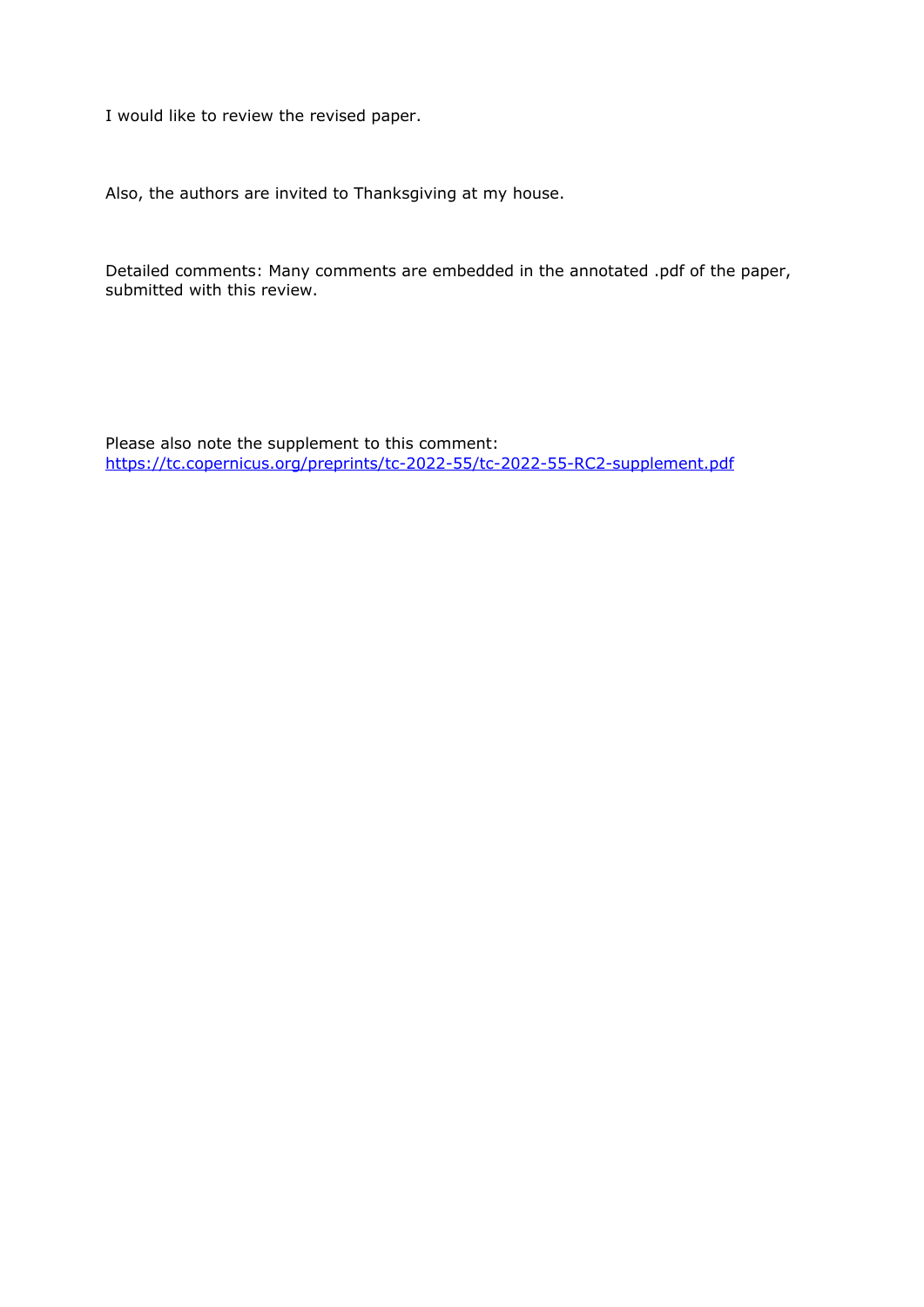I would like to review the revised paper.

Also, the authors are invited to Thanksgiving at my house.

Detailed comments: Many comments are embedded in the annotated .pdf of the paper, submitted with this review.

Please also note the supplement to this comment:
https://tc.copernicus.org/preprints/tc-2022-55/tc-2022-55-RC2-supplement.pdf